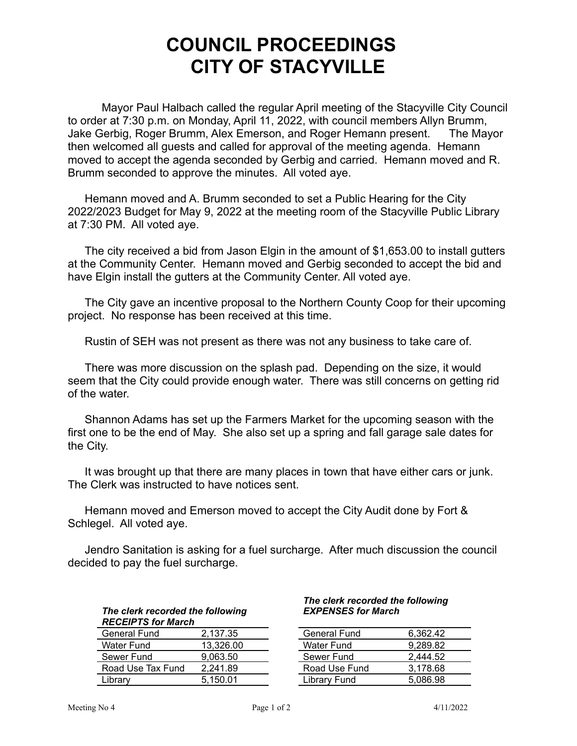# COUNCIL PROCEEDINGS
# CITY OF STACYVILLE

Mayor Paul Halbach called the regular April meeting of the Stacyville City Council to order at 7:30 p.m. on Monday, April 11, 2022, with council members Allyn Brumm, Jake Gerbig, Roger Brumm, Alex Emerson, and Roger Hemann present. The Mayor then welcomed all guests and called for approval of the meeting agenda. Hemann moved to accept the agenda seconded by Gerbig and carried. Hemann moved and R. Brumm seconded to approve the minutes. All voted aye.

Hemann moved and A. Brumm seconded to set a Public Hearing for the City 2022/2023 Budget for May 9, 2022 at the meeting room of the Stacyville Public Library at 7:30 PM. All voted aye.

The city received a bid from Jason Elgin in the amount of $1,653.00 to install gutters at the Community Center. Hemann moved and Gerbig seconded to accept the bid and have Elgin install the gutters at the Community Center. All voted aye.

The City gave an incentive proposal to the Northern County Coop for their upcoming project. No response has been received at this time.

Rustin of SEH was not present as there was not any business to take care of.

There was more discussion on the splash pad. Depending on the size, it would seem that the City could provide enough water. There was still concerns on getting rid of the water.

Shannon Adams has set up the Farmers Market for the upcoming season with the first one to be the end of May. She also set up a spring and fall garage sale dates for the City.

It was brought up that there are many places in town that have either cars or junk. The Clerk was instructed to have notices sent.

Hemann moved and Emerson moved to accept the City Audit done by Fort & Schlegel. All voted aye.

Jendro Sanitation is asking for a fuel surcharge. After much discussion the council decided to pay the fuel surcharge.

***The clerk recorded the following RECEIPTS for March***

| | |
|---|---|
| General Fund | 2,137.35 |
| Water Fund | 13,326.00 |
| Sewer Fund | 9,063.50 |
| Road Use Tax Fund | 2,241.89 |
| Library | 5,150.01 |

***The clerk recorded the following EXPENSES for March***

| | |
|---|---|
| General Fund | 6,362.42 |
| Water Fund | 9,289.82 |
| Sewer Fund | 2,444.52 |
| Road Use Fund | 3,178.68 |
| Library Fund | 5,086.98 |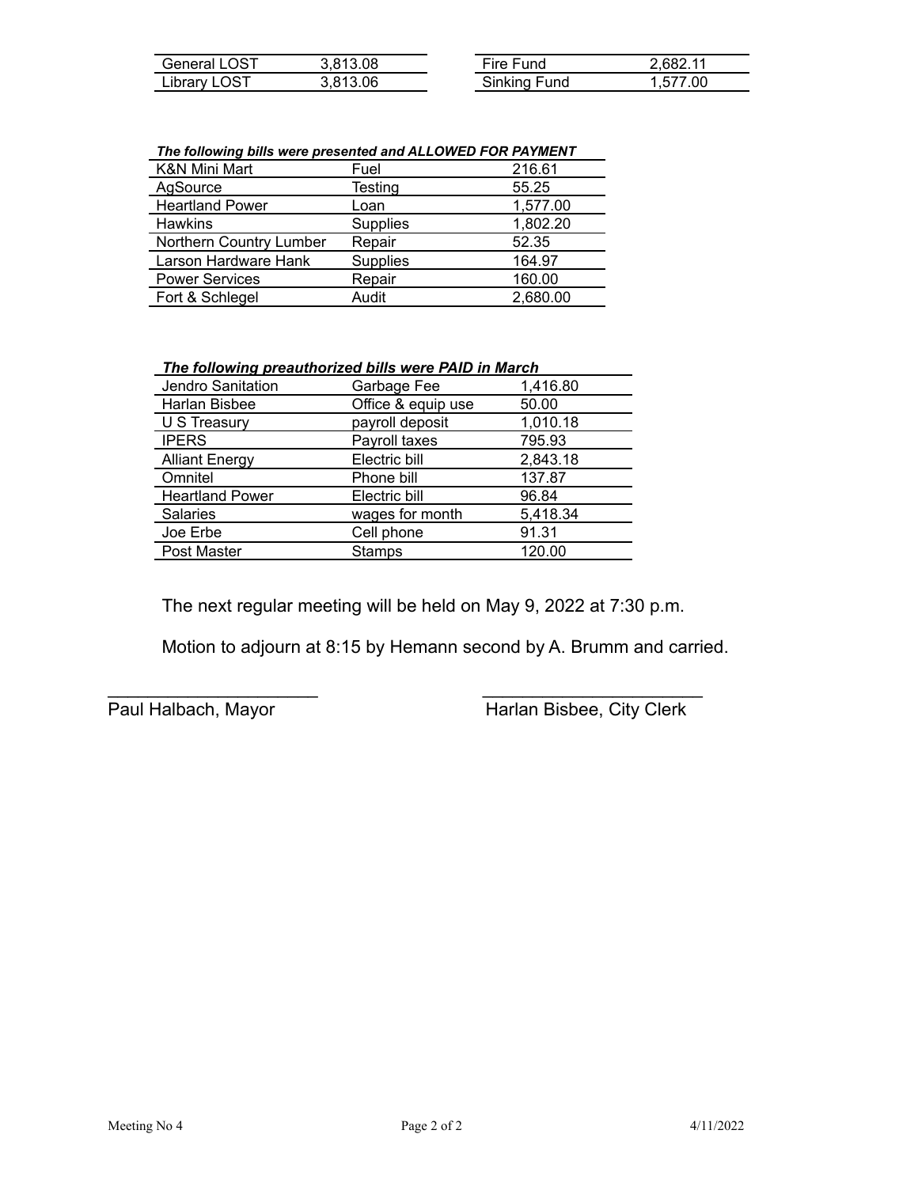| | |
|---|---|
| General LOST | 3,813.08 |
| Library LOST | 3,813.06 |

| | |
|---|---|
| Fire Fund | 2,682.11 |
| Sinking Fund | 1,577.00 |

***The following bills were presented and ALLOWED FOR PAYMENT***

| | | |
|---|---|---|
| K&N Mini Mart | Fuel | 216.61 |
| AgSource | Testing | 55.25 |
| Heartland Power | Loan | 1,577.00 |
| Hawkins | Supplies | 1,802.20 |
| Northern Country Lumber | Repair | 52.35 |
| Larson Hardware Hank | Supplies | 164.97 |
| Power Services | Repair | 160.00 |
| Fort & Schlegel | Audit | 2,680.00 |

***The following preauthorized bills were PAID in March***

| | | |
|---|---|---|
| Jendro Sanitation | Garbage Fee | 1,416.80 |
| Harlan Bisbee | Office & equip use | 50.00 |
| U S Treasury | payroll deposit | 1,010.18 |
| IPERS | Payroll taxes | 795.93 |
| Alliant Energy | Electric bill | 2,843.18 |
| Omnitel | Phone bill | 137.87 |
| Heartland Power | Electric bill | 96.84 |
| Salaries | wages for month | 5,418.34 |
| Joe Erbe | Cell phone | 91.31 |
| Post Master | Stamps | 120.00 |

The next regular meeting will be held on May 9, 2022 at 7:30 p.m.

Motion to adjourn at 8:15 by Hemann second by A. Brumm and carried.

\_\_\_\_\_\_\_\_\_\_\_\_\_\_\_\_\_\_\_\_\_\_ \_\_\_\_\_\_\_\_\_\_\_\_\_\_\_\_\_\_\_\_\_\_

Paul Halbach, Mayor Harlan Bisbee, City Clerk